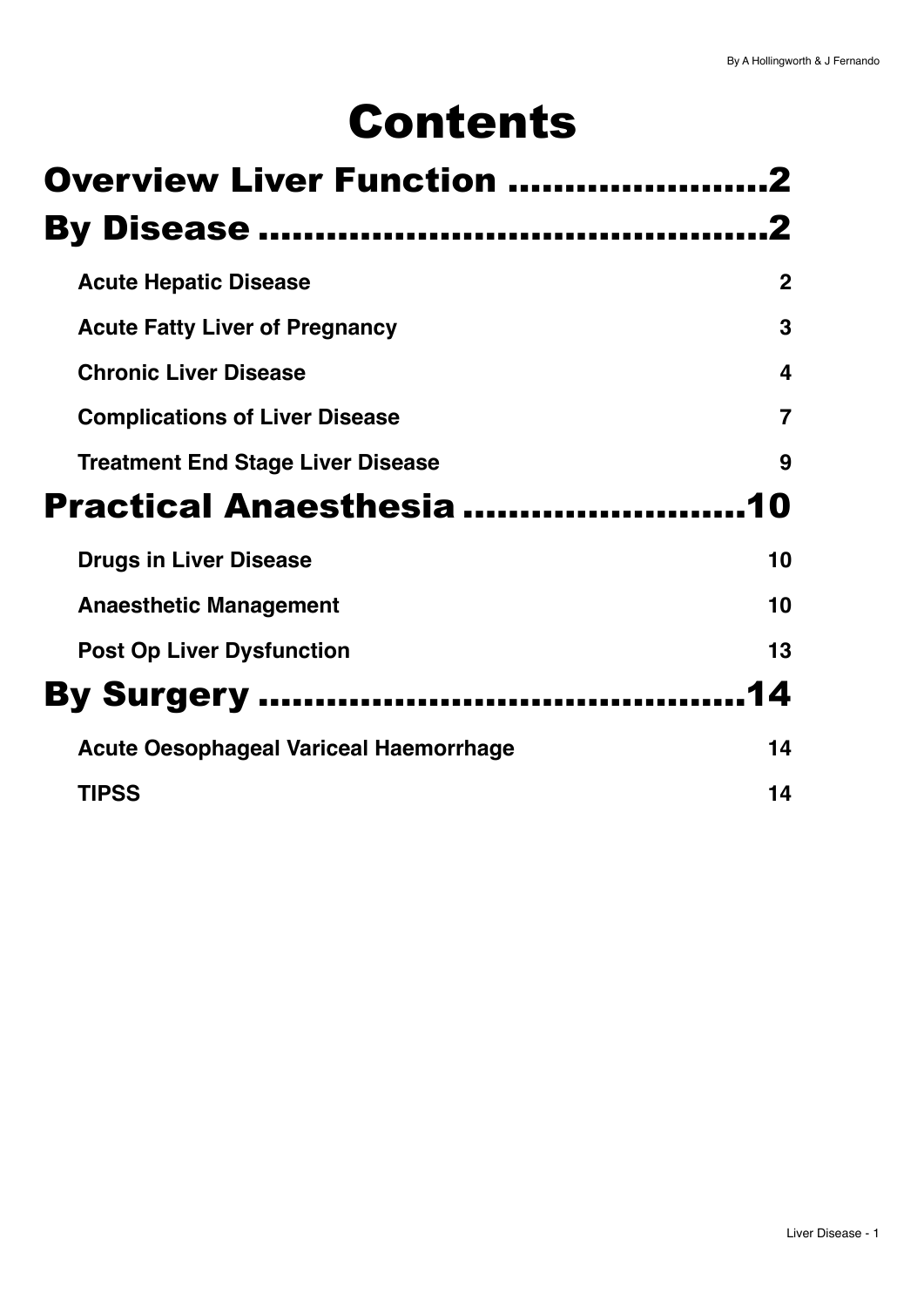# Contents

## Overview Liver Function .......................2

## By Disease .............................................2

**Acute Hepatic Disease** 2

**Acute Fatty Liver of Pregnancy** 3

**Chronic Liver Disease** 4

**Complications of Liver Disease** 7

**Treatment End Stage Liver Disease** 9

## Practical Anaesthesia .........................10

**Drugs in Liver Disease** 10

**Anaesthetic Management** 10

**Post Op Liver Dysfunction** 13

## By Surgery ............................................14

**Acute Oesophageal Variceal Haemorrhage** 14

**TIPSS** 14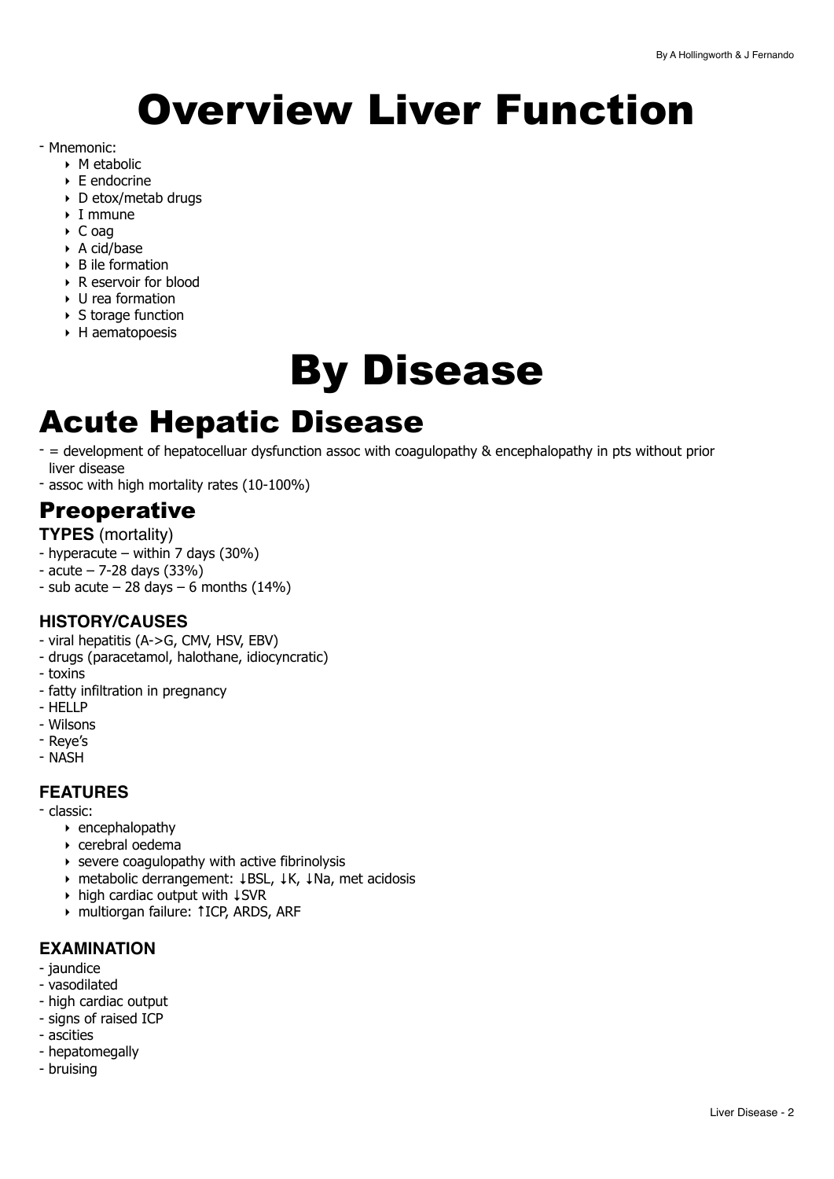# Overview Liver Function

- Mnemonic:
    - M etabolic
    - E endocrine
    - D etox/metab drugs
    - I mmune
    - C oag
    - A cid/base
    - B ile formation
    - R eservoir for blood
    - U rea formation
    - S torage function
    - H aematopoesis

# By Disease

## Acute Hepatic Disease

- = development of hepatocelluar dysfunction assoc with coagulopathy & encephalopathy in pts without prior liver disease
- assoc with high mortality rates (10-100%)

### Preoperative

**TYPES** (mortality)

- hyperacute – within 7 days (30%)
- acute – 7-28 days (33%)
- sub acute – 28 days – 6 months (14%)

**HISTORY/CAUSES**

- viral hepatitis (A->G, CMV, HSV, EBV)
- drugs (paracetamol, halothane, idiocyncratic)
- toxins
- fatty infiltration in pregnancy
- HELLP
- Wilsons
- Reye's
- NASH

**FEATURES**

- classic:
    - encephalopathy
    - cerebral oedema
    - severe coagulopathy with active fibrinolysis
    - metabolic derrangement: ↓BSL, ↓K, ↓Na, met acidosis
    - high cardiac output with ↓SVR
    - multiorgan failure: ↑ICP, ARDS, ARF

**EXAMINATION**

- jaundice
- vasodilated
- high cardiac output
- signs of raised ICP
- ascities
- hepatomegally
- bruising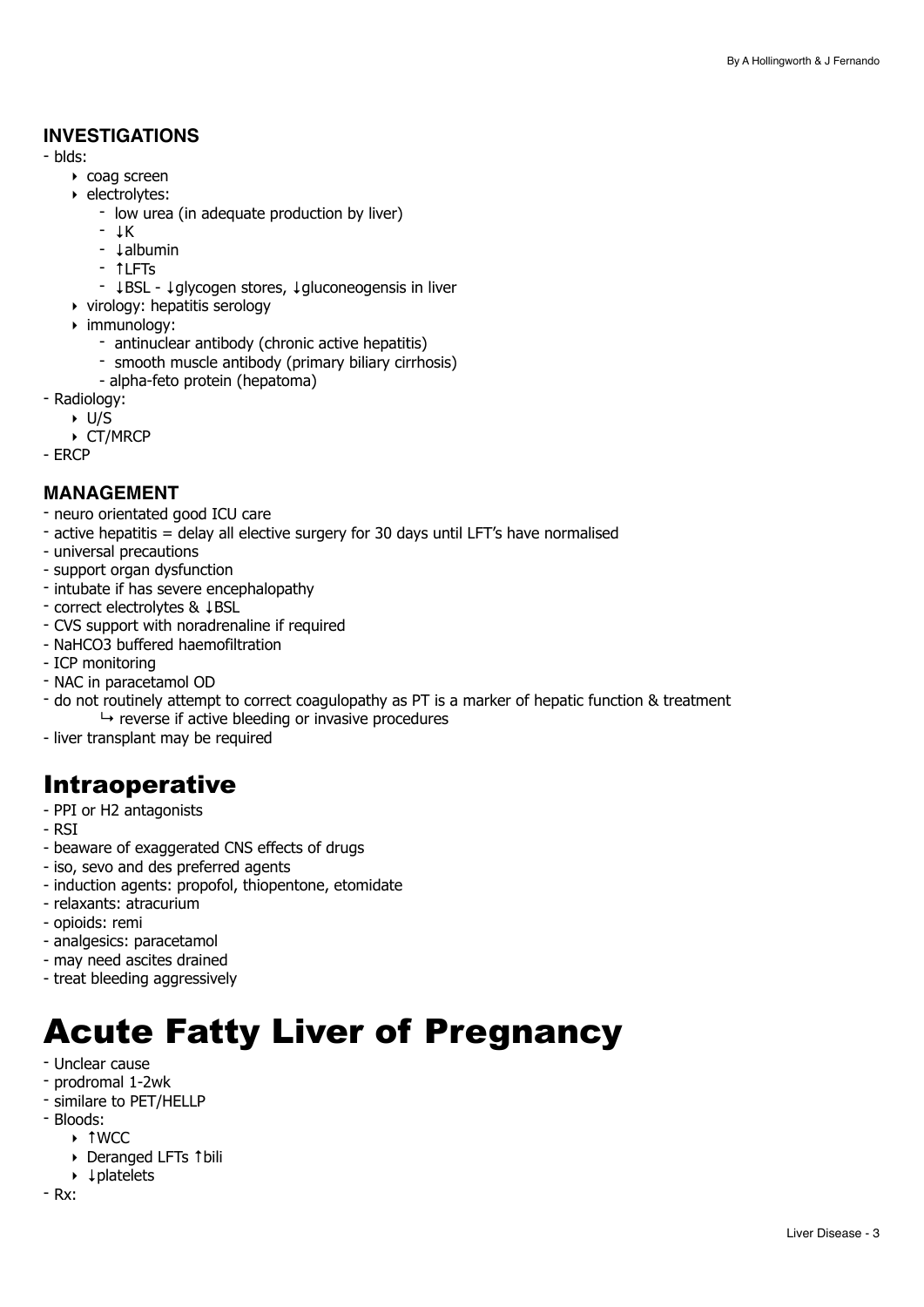### INVESTIGATIONS

- blds:
    - coag screen
    - electrolytes:
        - low urea (in adequate production by liver)
        - ↓K
        - ↓albumin
        - ↑LFTs
        - ↓BSL - ↓glycogen stores, ↓gluconeogensis in liver
    - virology: hepatitis serology
    - immunology:
        - antinuclear antibody (chronic active hepatitis)
        - smooth muscle antibody (primary biliary cirrhosis)
        - alpha-feto protein (hepatoma)
- Radiology:
    - U/S
    - CT/MRCP
- ERCP

### MANAGEMENT

- neuro orientated good ICU care
- active hepatitis = delay all elective surgery for 30 days until LFT's have normalised
- universal precautions
- support organ dysfunction
- intubate if has severe encephalopathy
- correct electrolytes & ↓BSL
- CVS support with noradrenaline if required
- NaHCO3 buffered haemofiltration
- ICP monitoring
- NAC in paracetamol OD
- do not routinely attempt to correct coagulopathy as PT is a marker of hepatic function & treatment
    - ↳ reverse if active bleeding or invasive procedures
- liver transplant may be required

## Intraoperative

- PPI or H2 antagonists
- RSI
- beaware of exaggerated CNS effects of drugs
- iso, sevo and des preferred agents
- induction agents: propofol, thiopentone, etomidate
- relaxants: atracurium
- opioids: remi
- analgesics: paracetamol
- may need ascites drained
- treat bleeding aggressively

# Acute Fatty Liver of Pregnancy

- Unclear cause
- prodromal 1-2wk
- similare to PET/HELLP
- Bloods:
    - ↑WCC
    - Deranged LFTs ↑bili
    - ↓platelets
- Rx: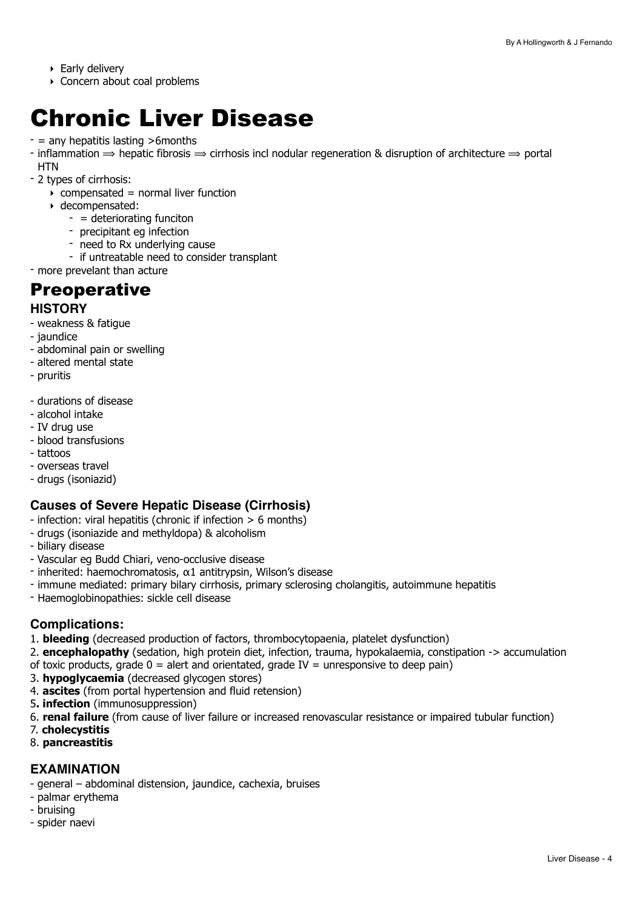- Early delivery
- Concern about coal problems

# Chronic Liver Disease

- = any hepatitis lasting >6months
- inflammation ⟹ hepatic fibrosis ⟹ cirrhosis incl nodular regeneration & disruption of architecture ⟹ portal HTN
- 2 types of cirrhosis:
  - compensated = normal liver function
  - decompensated:
    - = deteriorating funciton
    - precipitant eg infection
    - need to Rx underlying cause
    - if untreatable need to consider transplant
- more prevelant than acture

## Preoperative

### HISTORY

- weakness & fatigue
- jaundice
- abdominal pain or swelling
- altered mental state
- pruritis

- durations of disease
- alcohol intake
- IV drug use
- blood transfusions
- tattoos
- overseas travel
- drugs (isoniazid)

### Causes of Severe Hepatic Disease (Cirrhosis)

- infection: viral hepatitis (chronic if infection > 6 months)
- drugs (isoniazide and methyldopa) & alcoholism
- biliary disease
- Vascular eg Budd Chiari, veno-occlusive disease
- inherited: haemochromatosis, α1 antitrypsin, Wilson's disease
- immune mediated: primary bilary cirrhosis, primary sclerosing cholangitis, autoimmune hepatitis
- Haemoglobinopathies: sickle cell disease

### Complications:

1. **bleeding** (decreased production of factors, thrombocytopaenia, platelet dysfunction)
2. **encephalopathy** (sedation, high protein diet, infection, trauma, hypokalaemia, constipation -> accumulation of toxic products, grade 0 = alert and orientated, grade IV = unresponsive to deep pain)
3. **hypoglycaemia** (decreased glycogen stores)
4. **ascites** (from portal hypertension and fluid retension)
5. **infection** (immunosuppression)
6. **renal failure** (from cause of liver failure or increased renovascular resistance or impaired tubular function)
7. **cholecystitis**
8. **pancreastitis**

### EXAMINATION

- general – abdominal distension, jaundice, cachexia, bruises
- palmar erythema
- bruising
- spider naevi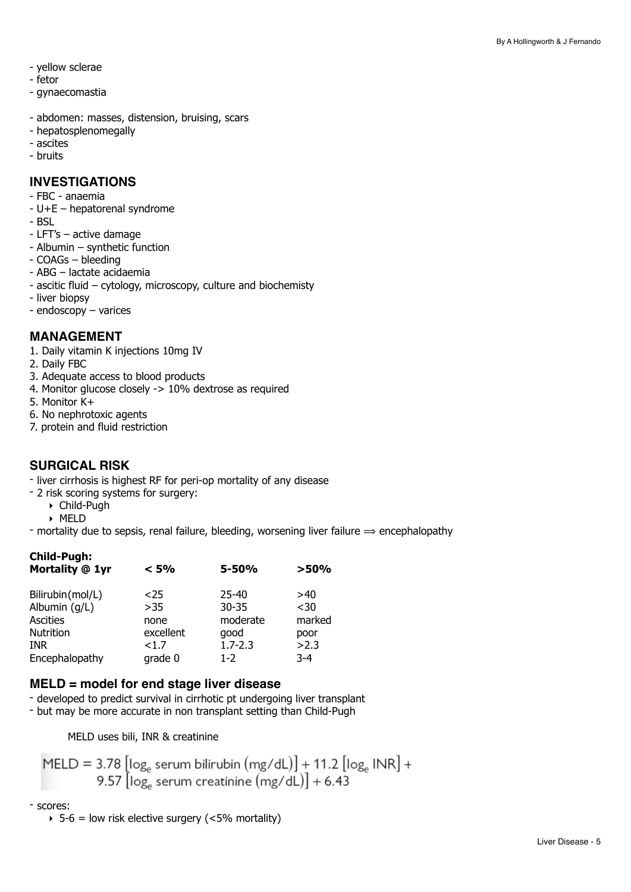- yellow sclerae
- fetor
- gynaecomastia

- abdomen: masses, distension, bruising, scars
- hepatosplenomegally
- ascites
- bruits

## INVESTIGATIONS

- FBC - anaemia
- U+E – hepatorenal syndrome
- BSL
- LFT's – active damage
- Albumin – synthetic function
- COAGs – bleeding
- ABG – lactate acidaemia
- ascitic fluid – cytology, microscopy, culture and biochemisty
- liver biopsy
- endoscopy – varices

## MANAGEMENT

1. Daily vitamin K injections 10mg IV
2. Daily FBC
3. Adequate access to blood products
4. Monitor glucose closely -> 10% dextrose as required
5. Monitor K+
6. No nephrotoxic agents
7. protein and fluid restriction

## SURGICAL RISK

- liver cirrhosis is highest RF for peri-op mortality of any disease
- 2 risk scoring systems for surgery:
    - Child-Pugh
    - MELD
- mortality due to sepsis, renal failure, bleeding, worsening liver failure ⟹ encephalopathy

**Child-Pugh:**

| **Mortality @ 1yr** | **< 5%** | **5-50%** | **>50%** |
|---|---|---|---|
| Bilirubin(mol/L) | <25 | 25-40 | >40 |
| Albumin (g/L) | >35 | 30-35 | <30 |
| Ascites | none | moderate | marked |
| Nutrition | excellent | good | poor |
| INR | <1.7 | 1.7-2.3 | >2.3 |
| Encephalopathy | grade 0 | 1-2 | 3-4 |

## MELD = model for end stage liver disease

- developed to predict survival in cirrhotic pt undergoing liver transplant
- but may be more accurate in non transplant setting than Child-Pugh

MELD uses bili, INR & creatinine

$$\text{MELD} = 3.78\left[\log_e \text{serum bilirubin (mg/dL)}\right] + 11.2\left[\log_e \text{INR}\right] + 9.57\left[\log_e \text{serum creatinine (mg/dL)}\right] + 6.43$$

- scores:
    - 5-6 = low risk elective surgery (<5% mortality)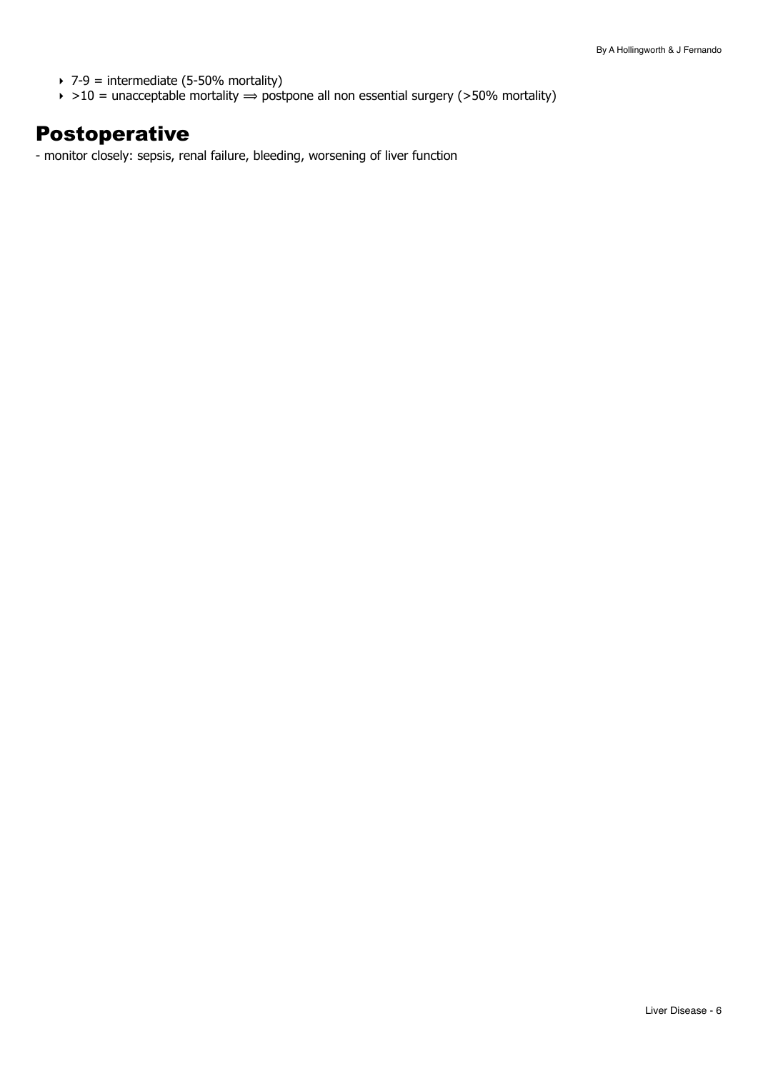- 7-9 = intermediate (5-50% mortality)
- >10 = unacceptable mortality ⟹ postpone all non essential surgery (>50% mortality)

## Postoperative

- monitor closely: sepsis, renal failure, bleeding, worsening of liver function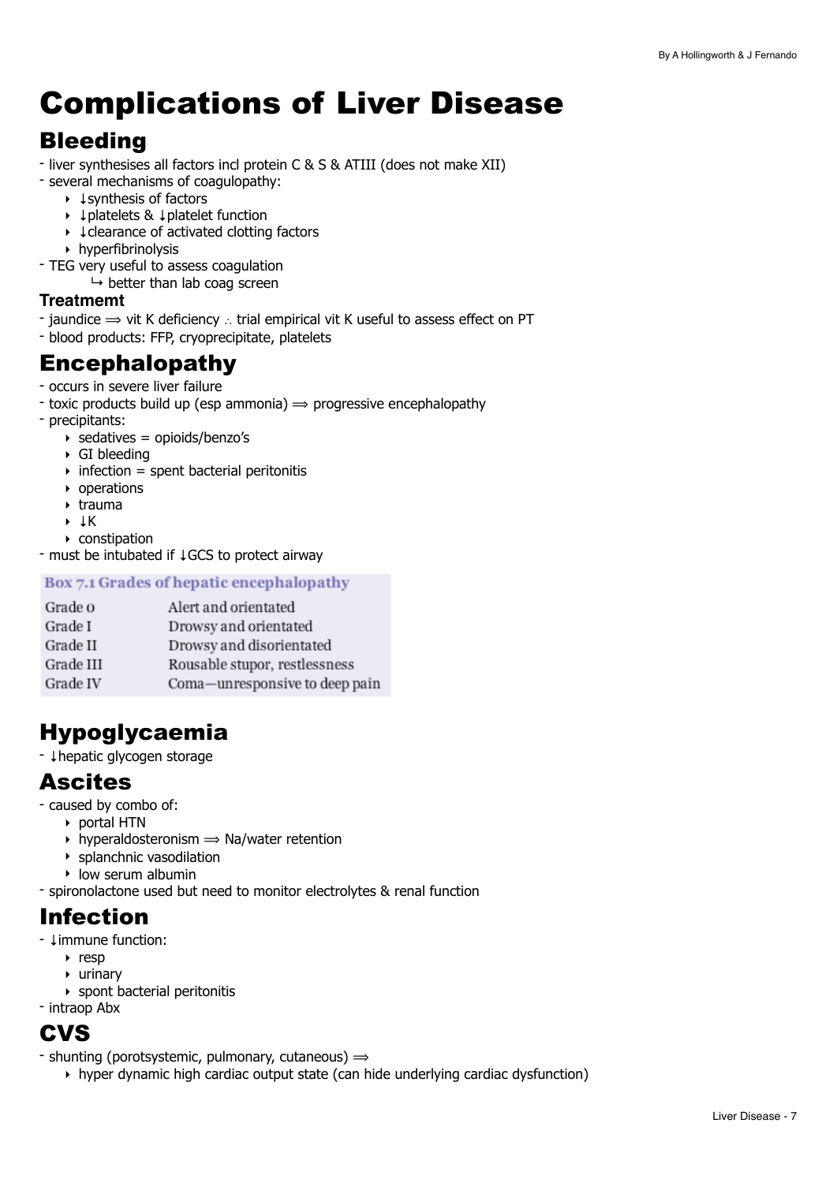# Complications of Liver Disease

## Bleeding

- liver synthesises all factors incl protein C & S & ATIII (does not make XII)
- several mechanisms of coagulopathy:
    - ↓synthesis of factors
    - ↓platelets & ↓platelet function
    - ↓clearance of activated clotting factors
    - hyperfibrinolysis
- TEG very useful to assess coagulation
    - ↳ better than lab coag screen

### Treatmemt

- jaundice ⟹ vit K deficiency ∴ trial empirical vit K useful to assess effect on PT
- blood products: FFP, cryoprecipitate, platelets

## Encephalopathy

- occurs in severe liver failure
- toxic products build up (esp ammonia) ⟹ progressive encephalopathy
- precipitants:
    - sedatives = opioids/benzo's
    - GI bleeding
    - infection = spent bacterial peritonitis
    - operations
    - trauma
    - ↓K
    - constipation
- must be intubated if ↓GCS to protect airway

**Box 7.1 Grades of hepatic encephalopathy**

| | |
|---|---|
| Grade 0 | Alert and orientated |
| Grade I | Drowsy and orientated |
| Grade II | Drowsy and disorientated |
| Grade III | Rousable stupor, restlessness |
| Grade IV | Coma—unresponsive to deep pain |

## Hypoglycaemia

- ↓hepatic glycogen storage

## Ascites

- caused by combo of:
    - portal HTN
    - hyperaldosteronism ⟹ Na/water retention
    - splanchnic vasodilation
    - low serum albumin
- spironolactone used but need to monitor electrolytes & renal function

## Infection

- ↓immune function:
    - resp
    - urinary
    - spont bacterial peritonitis
- intraop Abx

## CVS

- shunting (porotsystemic, pulmonary, cutaneous) ⟹
    - hyper dynamic high cardiac output state (can hide underlying cardiac dysfunction)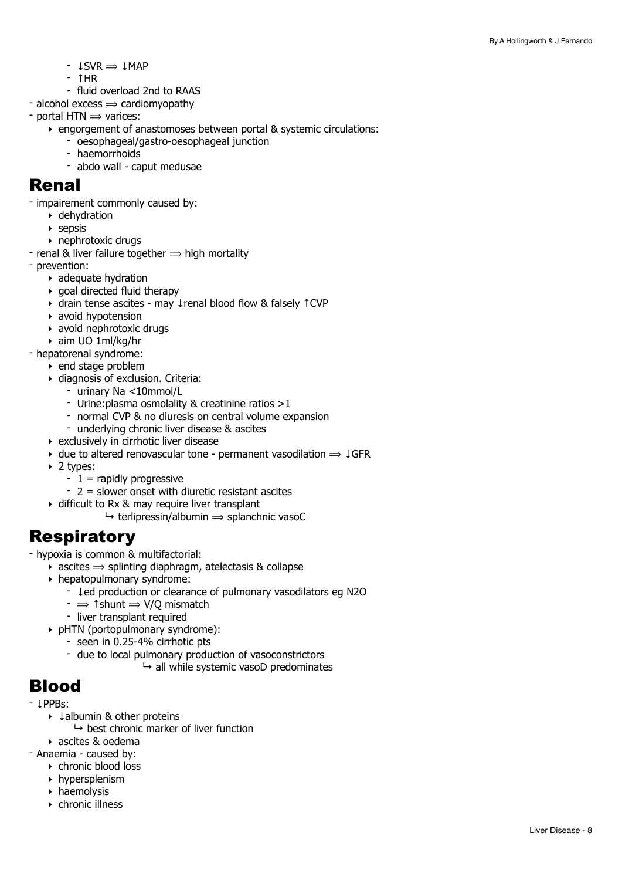- ↓SVR ⟹ ↓MAP
    - ↑HR
    - fluid overload 2nd to RAAS
- alcohol excess ⟹ cardiomyopathy
- portal HTN ⟹ varices:
  - engorgement of anastomoses between portal & systemic circulations:
    - oesophageal/gastro-oesophageal junction
    - haemorrhoids
    - abdo wall - caput medusae

## Renal

- impairement commonly caused by:
  - dehydration
  - sepsis
  - nephrotoxic drugs
- renal & liver failure together ⟹ high mortality
- prevention:
  - adequate hydration
  - goal directed fluid therapy
  - drain tense ascites - may ↓renal blood flow & falsely ↑CVP
  - avoid hypotension
  - avoid nephrotoxic drugs
  - aim UO 1ml/kg/hr
- hepatorenal syndrome:
  - end stage problem
  - diagnosis of exclusion. Criteria:
    - urinary Na <10mmol/L
    - Urine:plasma osmolality & creatinine ratios >1
    - normal CVP & no diuresis on central volume expansion
    - underlying chronic liver disease & ascites
  - exclusively in cirrhotic liver disease
  - due to altered renovascular tone - permanent vasodilation ⟹ ↓GFR
  - 2 types:
    - 1 = rapidly progressive
    - 2 = slower onset with diuretic resistant ascites
  - difficult to Rx & may require liver transplant
    - ↪ terlipressin/albumin ⟹ splanchnic vasoC

## Respiratory

- hypoxia is common & multifactorial:
  - ascites ⟹ splinting diaphragm, atelectasis & collapse
  - hepatopulmonary syndrome:
    - ↓ed production or clearance of pulmonary vasodilators eg N2O
    - ⟹ ↑shunt ⟹ V/Q mismatch
    - liver transplant required
  - pHTN (portopulmonary syndrome):
    - seen in 0.25-4% cirrhotic pts
    - due to local pulmonary production of vasoconstrictors
      - ↪ all while systemic vasoD predominates

## Blood

- ↓PPBs:
  - ↓albumin & other proteins
    - ↪ best chronic marker of liver function
  - ascites & oedema
- Anaemia - caused by:
  - chronic blood loss
  - hypersplenism
  - haemolysis
  - chronic illness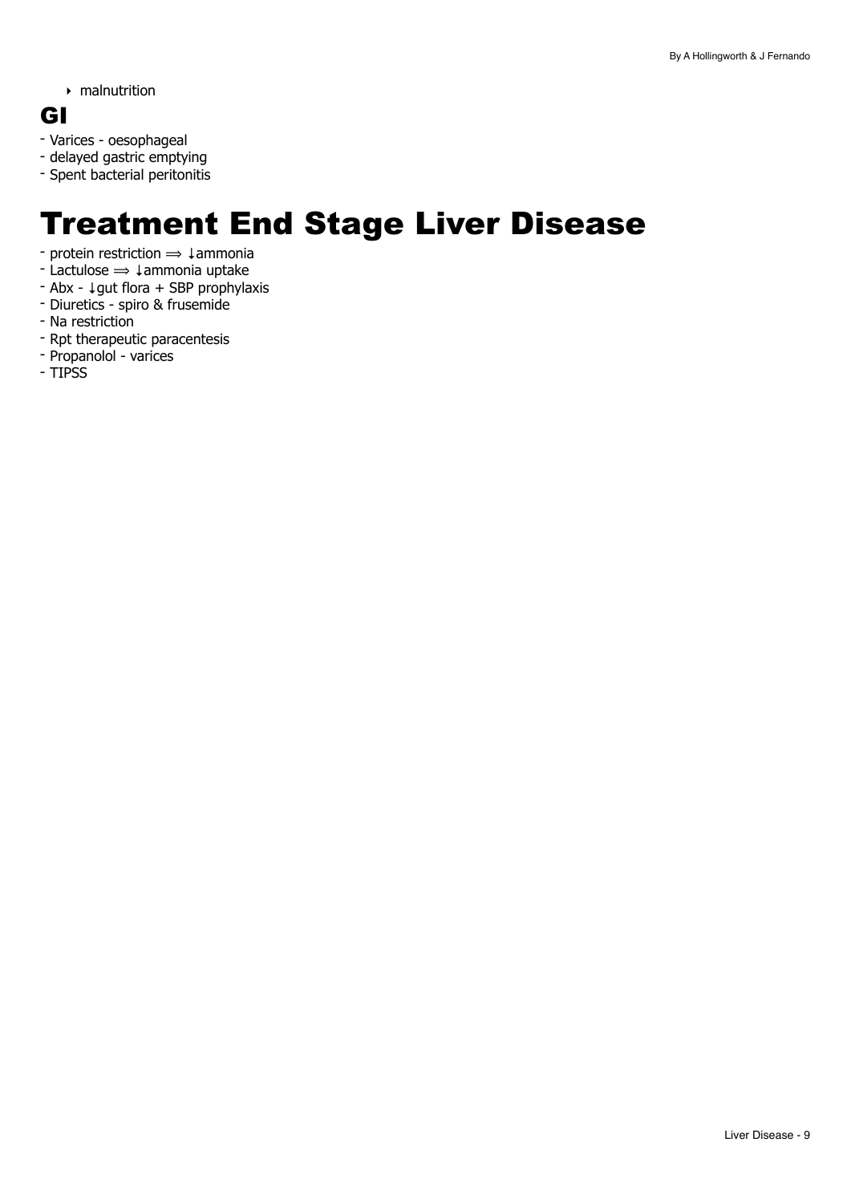- malnutrition

## GI

- Varices - oesophageal
- delayed gastric emptying
- Spent bacterial peritonitis

# Treatment End Stage Liver Disease

- protein restriction ⟹ ↓ammonia
- Lactulose ⟹ ↓ammonia uptake
- Abx - ↓gut flora + SBP prophylaxis
- Diuretics - spiro & frusemide
- Na restriction
- Rpt therapeutic paracentesis
- Propanolol - varices
- TIPSS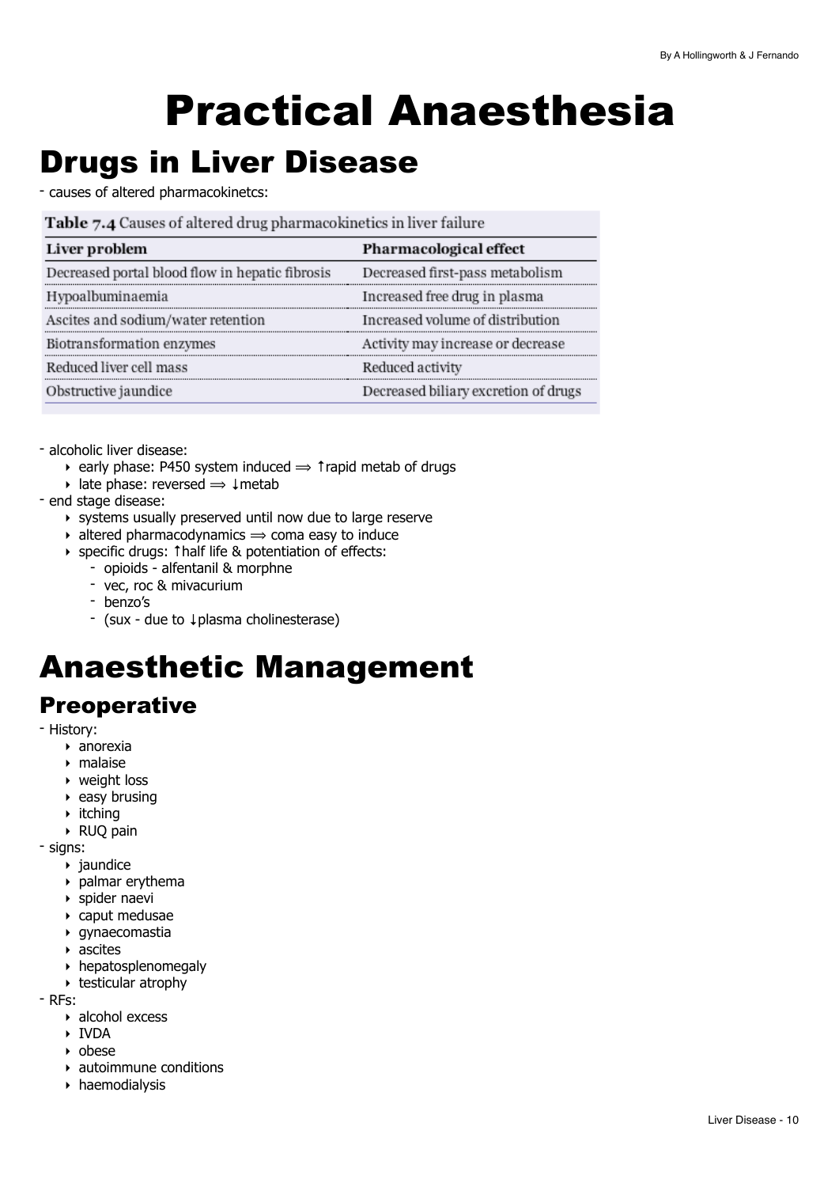# Practical Anaesthesia

## Drugs in Liver Disease

- causes of altered pharmacokinetcs:

**Table 7.4** Causes of altered drug pharmacokinetics in liver failure

| Liver problem | Pharmacological effect |
|---|---|
| Decreased portal blood flow in hepatic fibrosis | Decreased first-pass metabolism |
| Hypoalbuminaemia | Increased free drug in plasma |
| Ascites and sodium/water retention | Increased volume of distribution |
| Biotransformation enzymes | Activity may increase or decrease |
| Reduced liver cell mass | Reduced activity |
| Obstructive jaundice | Decreased biliary excretion of drugs |

- alcoholic liver disease:
  - early phase: P450 system induced ⟹ ↑rapid metab of drugs
  - late phase: reversed ⟹ ↓metab
- end stage disease:
  - systems usually preserved until now due to large reserve
  - altered pharmacodynamics ⟹ coma easy to induce
  - specific drugs: ↑half life & potentiation of effects:
    - opioids - alfentanil & morphne
    - vec, roc & mivacurium
    - benzo's
    - (sux - due to ↓plasma cholinesterase)

# Anaesthetic Management

## Preoperative

- History:
  - anorexia
  - malaise
  - weight loss
  - easy brusing
  - itching
  - RUQ pain
- signs:
  - jaundice
  - palmar erythema
  - spider naevi
  - caput medusae
  - gynaecomastia
  - ascites
  - hepatosplenomegaly
  - testicular atrophy
- RFs:
  - alcohol excess
  - IVDA
  - obese
  - autoimmune conditions
  - haemodialysis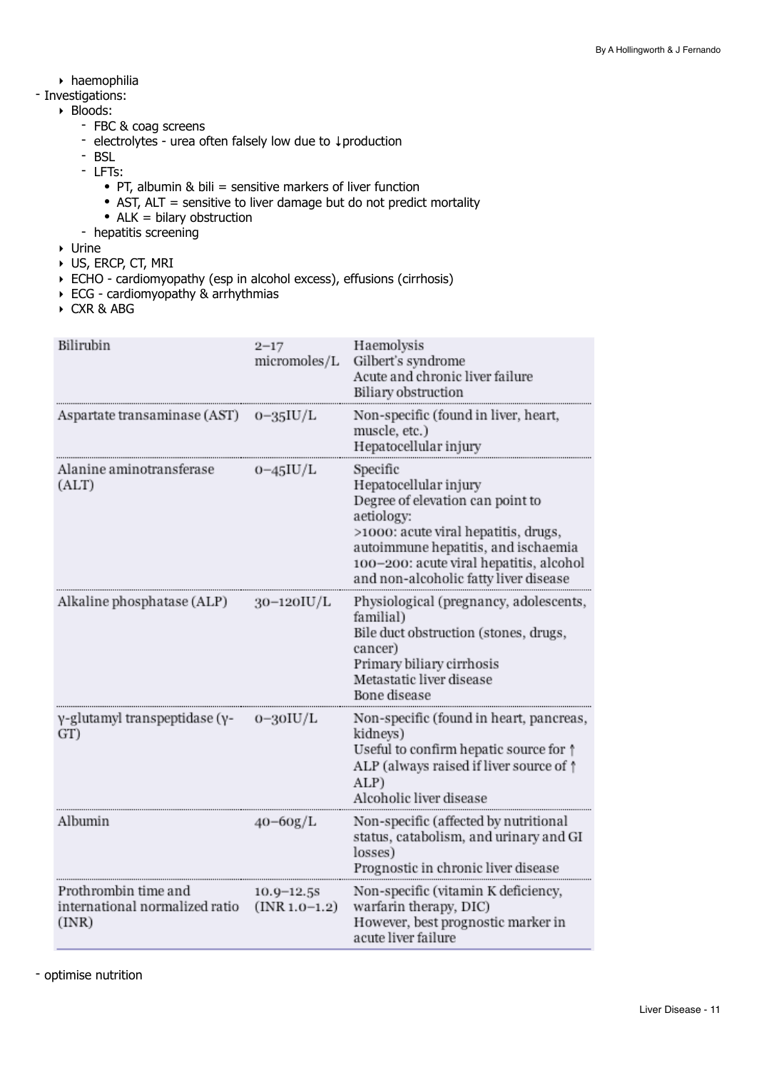- haemophilia

- Investigations:
  - Bloods:
    - FBC & coag screens
    - electrolytes - urea often falsely low due to ↓production
    - BSL
    - LFTs:
      - PT, albumin & bili = sensitive markers of liver function
      - AST, ALT = sensitive to liver damage but do not predict mortality
      - ALK = bilary obstruction
    - hepatitis screening
  - Urine
  - US, ERCP, CT, MRI
  - ECHO - cardiomyopathy (esp in alcohol excess), effusions (cirrhosis)
  - ECG - cardiomyopathy & arrhythmias
  - CXR & ABG

| | | |
|---|---|---|
| Bilirubin | 2–17 micromoles/L | Haemolysis<br>Gilbert's syndrome<br>Acute and chronic liver failure<br>Biliary obstruction |
| Aspartate transaminase (AST) | 0–35IU/L | Non-specific (found in liver, heart, muscle, etc.)<br>Hepatocellular injury |
| Alanine aminotransferase (ALT) | 0–45IU/L | Specific<br>Hepatocellular injury<br>Degree of elevation can point to aetiology:<br>>1000: acute viral hepatitis, drugs, autoimmune hepatitis, and ischaemia<br>100–200: acute viral hepatitis, alcohol and non-alcoholic fatty liver disease |
| Alkaline phosphatase (ALP) | 30–120IU/L | Physiological (pregnancy, adolescents, familial)<br>Bile duct obstruction (stones, drugs, cancer)<br>Primary biliary cirrhosis<br>Metastatic liver disease<br>Bone disease |
| γ-glutamyl transpeptidase (γ-GT) | 0–30IU/L | Non-specific (found in heart, pancreas, kidneys)<br>Useful to confirm hepatic source for ↑ ALP (always raised if liver source of ↑ ALP)<br>Alcoholic liver disease |
| Albumin | 40–60g/L | Non-specific (affected by nutritional status, catabolism, and urinary and GI losses)<br>Prognostic in chronic liver disease |
| Prothrombin time and international normalized ratio (INR) | 10.9–12.5s (INR 1.0–1.2) | Non-specific (vitamin K deficiency, warfarin therapy, DIC)<br>However, best prognostic marker in acute liver failure |

- optimise nutrition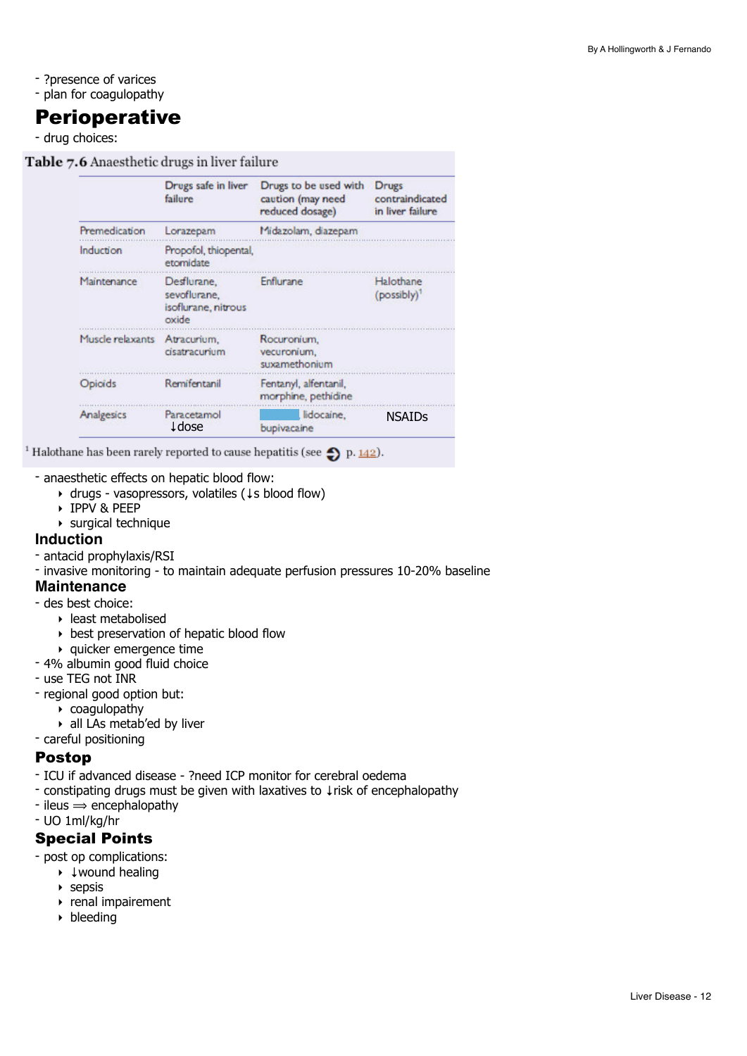- ?presence of varices
- plan for coagulopathy

# Perioperative

- drug choices:

**Table 7.6** Anaesthetic drugs in liver failure

| | Drugs safe in liver failure | Drugs to be used with caution (may need reduced dosage) | Drugs contraindicated in liver failure |
|---|---|---|---|
| Premedication | Lorazepam | Midazolam, diazepam | |
| Induction | Propofol, thiopental, etomidate | | |
| Maintenance | Desflurane, sevoflurane, isoflurane, nitrous oxide | Enflurane | Halothane (possibly)[1] |
| Muscle relaxants | Atracurium, cisatracurium | Rocuronium, vecuronium, suxamethonium | |
| Opioids | Remifentanil | Fentanyl, alfentanil, morphine, pethidine | |
| Analgesics | Paracetamol ↓dose | lidocaine, bupivacaine | NSAIDs |

[1] Halothane has been rarely reported to cause hepatitis (see p. 142).

- anaesthetic effects on hepatic blood flow:
  - drugs - vasopressors, volatiles (↓s blood flow)
  - IPPV & PEEP
  - surgical technique

## Induction

- antacid prophylaxis/RSI
- invasive monitoring - to maintain adequate perfusion pressures 10-20% baseline

## Maintenance

- des best choice:
  - least metabolised
  - best preservation of hepatic blood flow
  - quicker emergence time
- 4% albumin good fluid choice
- use TEG not INR
- regional good option but:
  - coagulopathy
  - all LAs metab'ed by liver
- careful positioning

## Postop

- ICU if advanced disease - ?need ICP monitor for cerebral oedema
- constipating drugs must be given with laxatives to ↓risk of encephalopathy
- ileus ⟹ encephalopathy
- UO 1ml/kg/hr

## Special Points

- post op complications:
  - ↓wound healing
  - sepsis
  - renal impairement
  - bleeding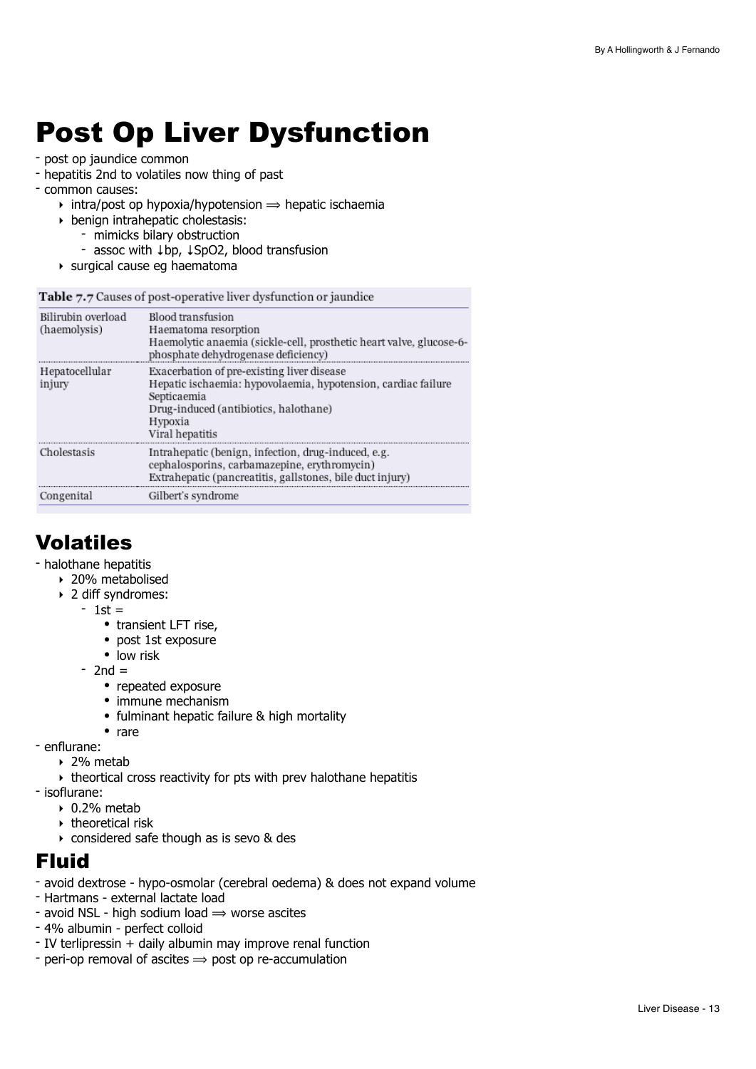# Post Op Liver Dysfunction

- post op jaundice common
- hepatitis 2nd to volatiles now thing of past
- common causes:
    - intra/post op hypoxia/hypotension ⟹ hepatic ischaemia
    - benign intrahepatic cholestasis:
        - mimicks bilary obstruction
        - assoc with ↓bp, ↓SpO2, blood transfusion
    - surgical cause eg haematoma

**Table 7.7** Causes of post-operative liver dysfunction or jaundice

| | |
|---|---|
| Bilirubin overload (haemolysis) | Blood transfusion<br>Haematoma resorption<br>Haemolytic anaemia (sickle-cell, prosthetic heart valve, glucose-6-phosphate dehydrogenase deficiency) |
| Hepatocellular injury | Exacerbation of pre-existing liver disease<br>Hepatic ischaemia: hypovolaemia, hypotension, cardiac failure<br>Septicaemia<br>Drug-induced (antibiotics, halothane)<br>Hypoxia<br>Viral hepatitis |
| Cholestasis | Intrahepatic (benign, infection, drug-induced, e.g. cephalosporins, carbamazepine, erythromycin)<br>Extrahepatic (pancreatitis, gallstones, bile duct injury) |
| Congenital | Gilbert's syndrome |

## Volatiles

- halothane hepatitis
    - 20% metabolised
    - 2 diff syndromes:
        - 1st =
            - transient LFT rise,
            - post 1st exposure
            - low risk
        - 2nd =
            - repeated exposure
            - immune mechanism
            - fulminant hepatic failure & high mortality
            - rare
- enflurane:
    - 2% metab
    - theortical cross reactivity for pts with prev halothane hepatitis
- isoflurane:
    - 0.2% metab
    - theoretical risk
    - considered safe though as is sevo & des

## Fluid

- avoid dextrose - hypo-osmolar (cerebral oedema) & does not expand volume
- Hartmans - external lactate load
- avoid NSL - high sodium load ⟹ worse ascites
- 4% albumin - perfect colloid
- IV terlipressin + daily albumin may improve renal function
- peri-op removal of ascites ⟹ post op re-accumulation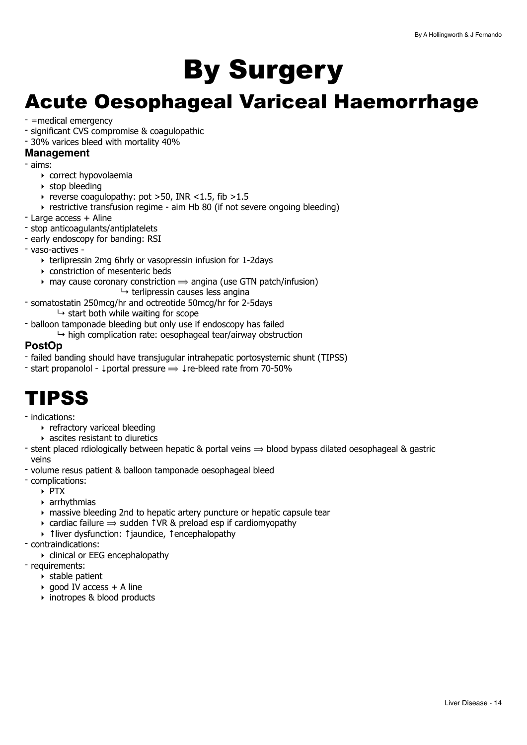// By Surgery

# By Surgery

## Acute Oesophageal Variceal Haemorrhage

- =medical emergency
- significant CVS compromise & coagulopathic
- 30% varices bleed with mortality 40%

### Management

- aims:
  - correct hypovolaemia
  - stop bleeding
  - reverse coagulopathy: pot >50, INR <1.5, fib >1.5
  - restrictive transfusion regime - aim Hb 80 (if not severe ongoing bleeding)
- Large access + Aline
- stop anticoagulants/antiplatelets
- early endoscopy for banding: RSI
- vaso-actives -
  - terlipressin 2mg 6hrly or vasopressin infusion for 1-2days
  - constriction of mesenteric beds
  - may cause coronary constriction ⟹ angina (use GTN patch/infusion)
    - ↳ terlipressin causes less angina
- somatostatin 250mcg/hr and octreotide 50mcg/hr for 2-5days
  - ↳ start both while waiting for scope
- balloon tamponade bleeding but only use if endoscopy has failed
  - ↳ high complication rate: oesophageal tear/airway obstruction

### PostOp

- failed banding should have transjugular intrahepatic portosystemic shunt (TIPSS)
- start propanolol - ↓portal pressure ⟹ ↓re-bleed rate from 70-50%

## TIPSS

- indications:
  - refractory variceal bleeding
  - ascites resistant to diuretics
- stent placed rdiologically between hepatic & portal veins ⟹ blood bypass dilated oesophageal & gastric veins
- volume resus patient & balloon tamponade oesophageal bleed
- complications:
  - PTX
  - arrhythmias
  - massive bleeding 2nd to hepatic artery puncture or hepatic capsule tear
  - cardiac failure ⟹ sudden ↑VR & preload esp if cardiomyopathy
  - ↑liver dysfunction: ↑jaundice, ↑encephalopathy
- contraindications:
  - clinical or EEG encephalopathy
- requirements:
  - stable patient
  - good IV access + A line
  - inotropes & blood products